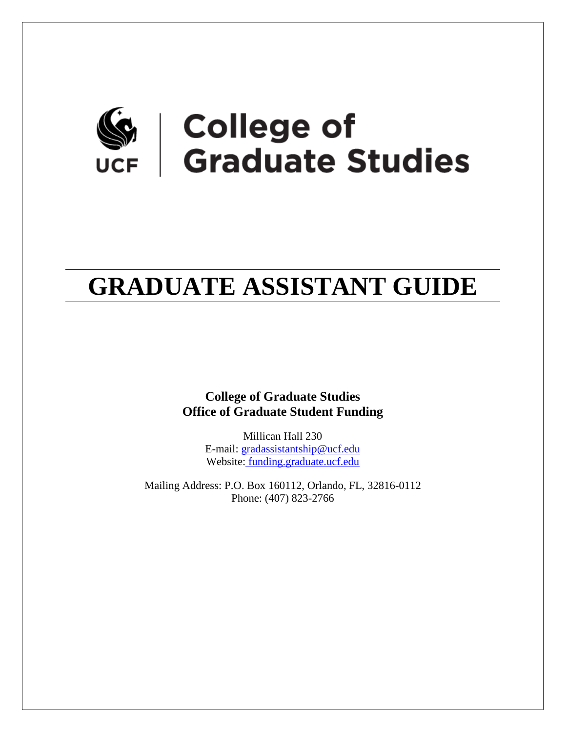UCF | College of Graduate Studies

# GRADUATE ASSISTANT GUIDE

**College of Graduate Studies**
**Office of Graduate Student Funding**

Millican Hall 230
E-mail: gradassistantship@ucf.edu
Website: funding.graduate.ucf.edu

Mailing Address: P.O. Box 160112, Orlando, FL, 32816-0112
Phone: (407) 823-2766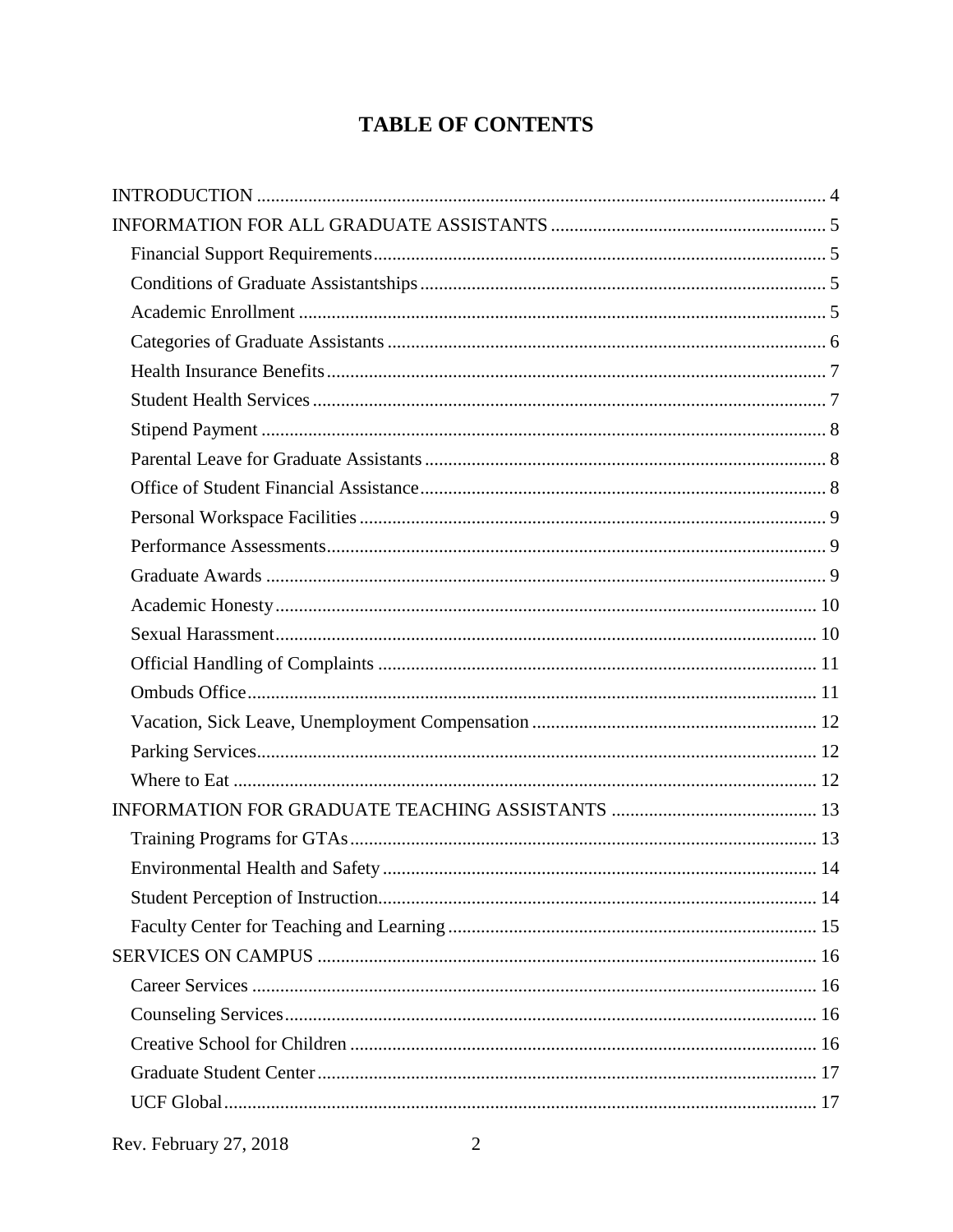# TABLE OF CONTENTS

INTRODUCTION ........................................................ 4

INFORMATION FOR ALL GRADUATE ASSISTANTS ........................................................ 5

- Financial Support Requirements ........................................................ 5
- Conditions of Graduate Assistantships ........................................................ 5
- Academic Enrollment ........................................................ 5
- Categories of Graduate Assistants ........................................................ 6
- Health Insurance Benefits ........................................................ 7
- Student Health Services ........................................................ 7
- Stipend Payment ........................................................ 8
- Parental Leave for Graduate Assistants ........................................................ 8
- Office of Student Financial Assistance ........................................................ 8
- Personal Workspace Facilities ........................................................ 9
- Performance Assessments ........................................................ 9
- Graduate Awards ........................................................ 9
- Academic Honesty ........................................................ 10
- Sexual Harassment ........................................................ 10
- Official Handling of Complaints ........................................................ 11
- Ombuds Office ........................................................ 11
- Vacation, Sick Leave, Unemployment Compensation ........................................................ 12
- Parking Services ........................................................ 12
- Where to Eat ........................................................ 12

INFORMATION FOR GRADUATE TEACHING ASSISTANTS ........................................................ 13

- Training Programs for GTAs ........................................................ 13
- Environmental Health and Safety ........................................................ 14
- Student Perception of Instruction ........................................................ 14
- Faculty Center for Teaching and Learning ........................................................ 15

SERVICES ON CAMPUS ........................................................ 16

- Career Services ........................................................ 16
- Counseling Services ........................................................ 16
- Creative School for Children ........................................................ 16
- Graduate Student Center ........................................................ 17
- UCF Global ........................................................ 17

Rev. February 27, 2018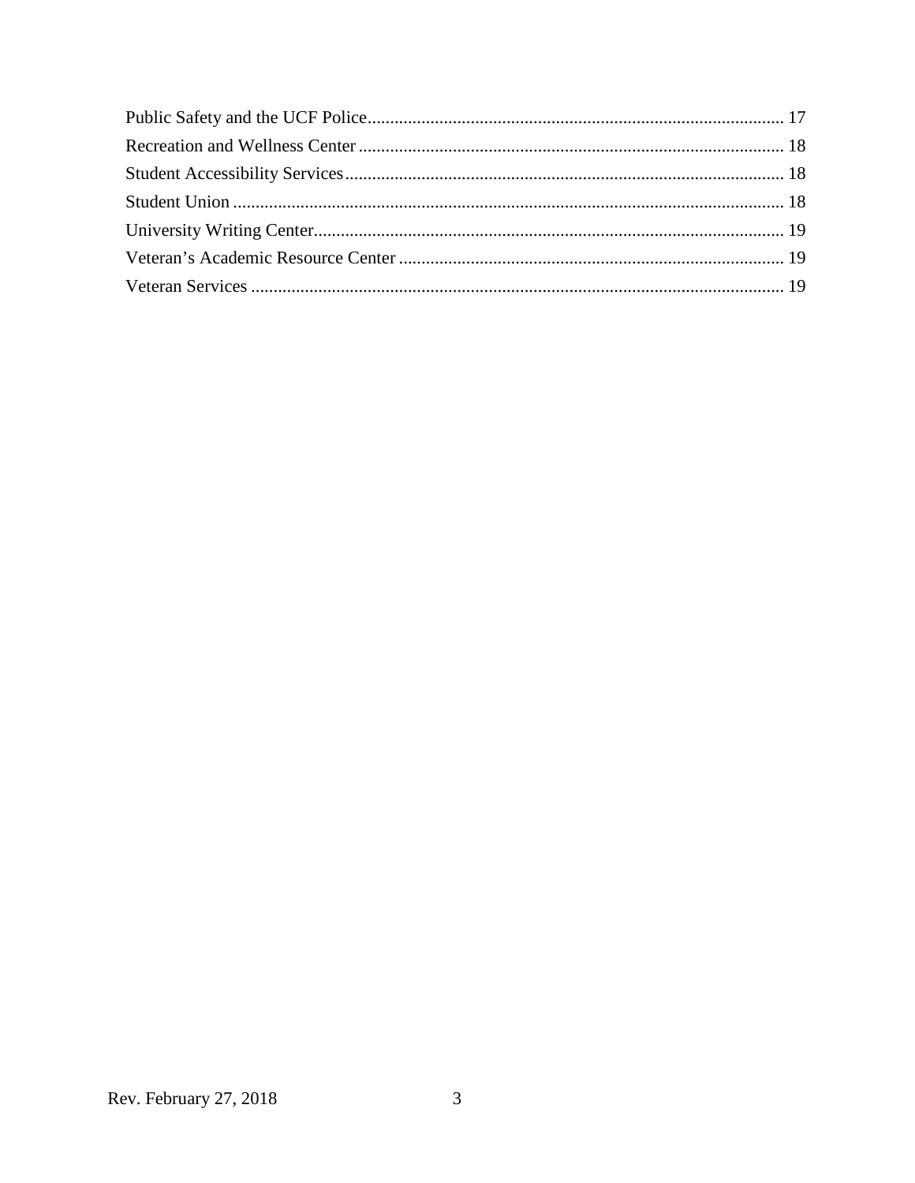Public Safety and the UCF Police ........................................................................................ 17
Recreation and Wellness Center .......................................................................................... 18
Student Accessibility Services ............................................................................................. 18
Student Union ...................................................................................................................... 18
University Writing Center .................................................................................................... 19
Veteran's Academic Resource Center .................................................................................. 19
Veteran Services .................................................................................................................. 19

Rev. February 27, 2018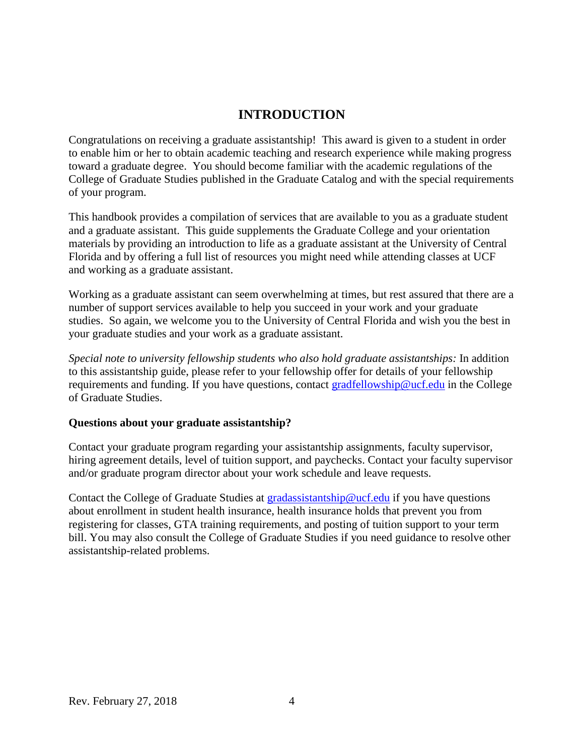# INTRODUCTION

Congratulations on receiving a graduate assistantship! This award is given to a student in order to enable him or her to obtain academic teaching and research experience while making progress toward a graduate degree. You should become familiar with the academic regulations of the College of Graduate Studies published in the Graduate Catalog and with the special requirements of your program.

This handbook provides a compilation of services that are available to you as a graduate student and a graduate assistant. This guide supplements the Graduate College and your orientation materials by providing an introduction to life as a graduate assistant at the University of Central Florida and by offering a full list of resources you might need while attending classes at UCF and working as a graduate assistant.

Working as a graduate assistant can seem overwhelming at times, but rest assured that there are a number of support services available to help you succeed in your work and your graduate studies. So again, we welcome you to the University of Central Florida and wish you the best in your graduate studies and your work as a graduate assistant.

*Special note to university fellowship students who also hold graduate assistantships:* In addition to this assistantship guide, please refer to your fellowship offer for details of your fellowship requirements and funding. If you have questions, contact [gradfellowship@ucf.edu](mailto:gradfellowship@ucf.edu) in the College of Graduate Studies.

**Questions about your graduate assistantship?**

Contact your graduate program regarding your assistantship assignments, faculty supervisor, hiring agreement details, level of tuition support, and paychecks. Contact your faculty supervisor and/or graduate program director about your work schedule and leave requests.

Contact the College of Graduate Studies at [gradassistantship@ucf.edu](mailto:gradassistantship@ucf.edu) if you have questions about enrollment in student health insurance, health insurance holds that prevent you from registering for classes, GTA training requirements, and posting of tuition support to your term bill. You may also consult the College of Graduate Studies if you need guidance to resolve other assistantship-related problems.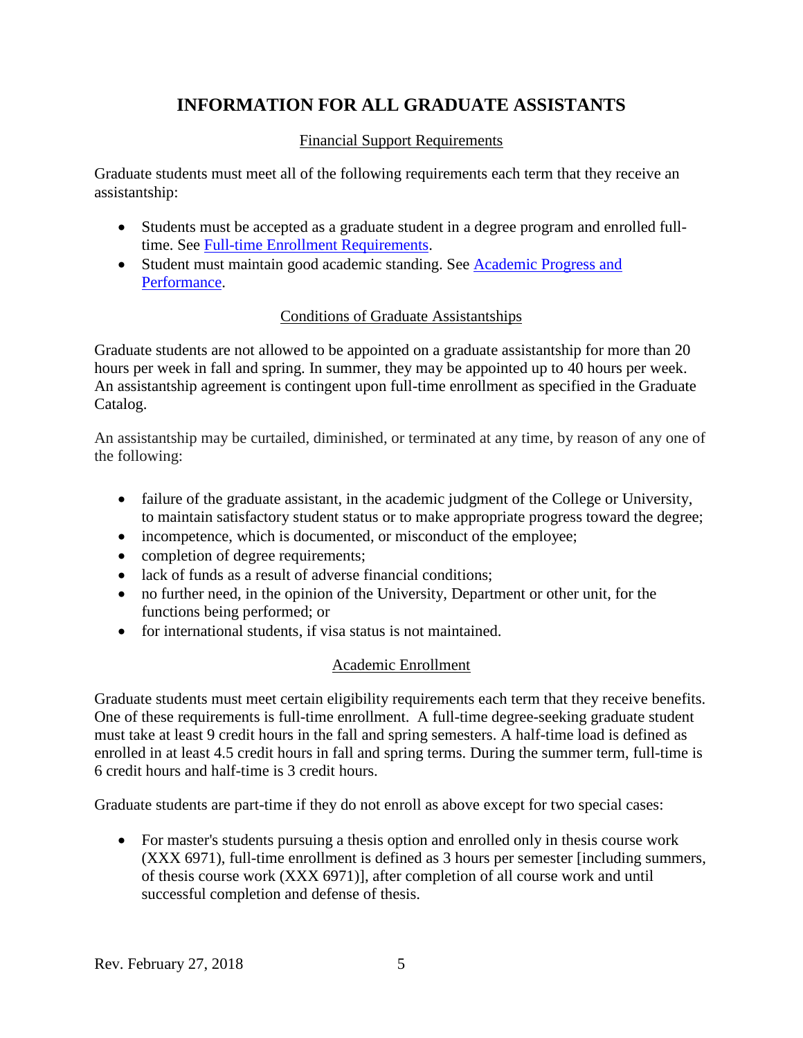# INFORMATION FOR ALL GRADUATE ASSISTANTS

## Financial Support Requirements

Graduate students must meet all of the following requirements each term that they receive an assistantship:

- Students must be accepted as a graduate student in a degree program and enrolled full-time. See [Full-time Enrollment Requirements].
- Student must maintain good academic standing. See [Academic Progress and Performance].

## Conditions of Graduate Assistantships

Graduate students are not allowed to be appointed on a graduate assistantship for more than 20 hours per week in fall and spring. In summer, they may be appointed up to 40 hours per week. An assistantship agreement is contingent upon full-time enrollment as specified in the Graduate Catalog.

An assistantship may be curtailed, diminished, or terminated at any time, by reason of any one of the following:

- failure of the graduate assistant, in the academic judgment of the College or University, to maintain satisfactory student status or to make appropriate progress toward the degree;
- incompetence, which is documented, or misconduct of the employee;
- completion of degree requirements;
- lack of funds as a result of adverse financial conditions;
- no further need, in the opinion of the University, Department or other unit, for the functions being performed; or
- for international students, if visa status is not maintained.

## Academic Enrollment

Graduate students must meet certain eligibility requirements each term that they receive benefits. One of these requirements is full-time enrollment. A full-time degree-seeking graduate student must take at least 9 credit hours in the fall and spring semesters. A half-time load is defined as enrolled in at least 4.5 credit hours in fall and spring terms. During the summer term, full-time is 6 credit hours and half-time is 3 credit hours.

Graduate students are part-time if they do not enroll as above except for two special cases:

- For master's students pursuing a thesis option and enrolled only in thesis course work (XXX 6971), full-time enrollment is defined as 3 hours per semester [including summers, of thesis course work (XXX 6971)], after completion of all course work and until successful completion and defense of thesis.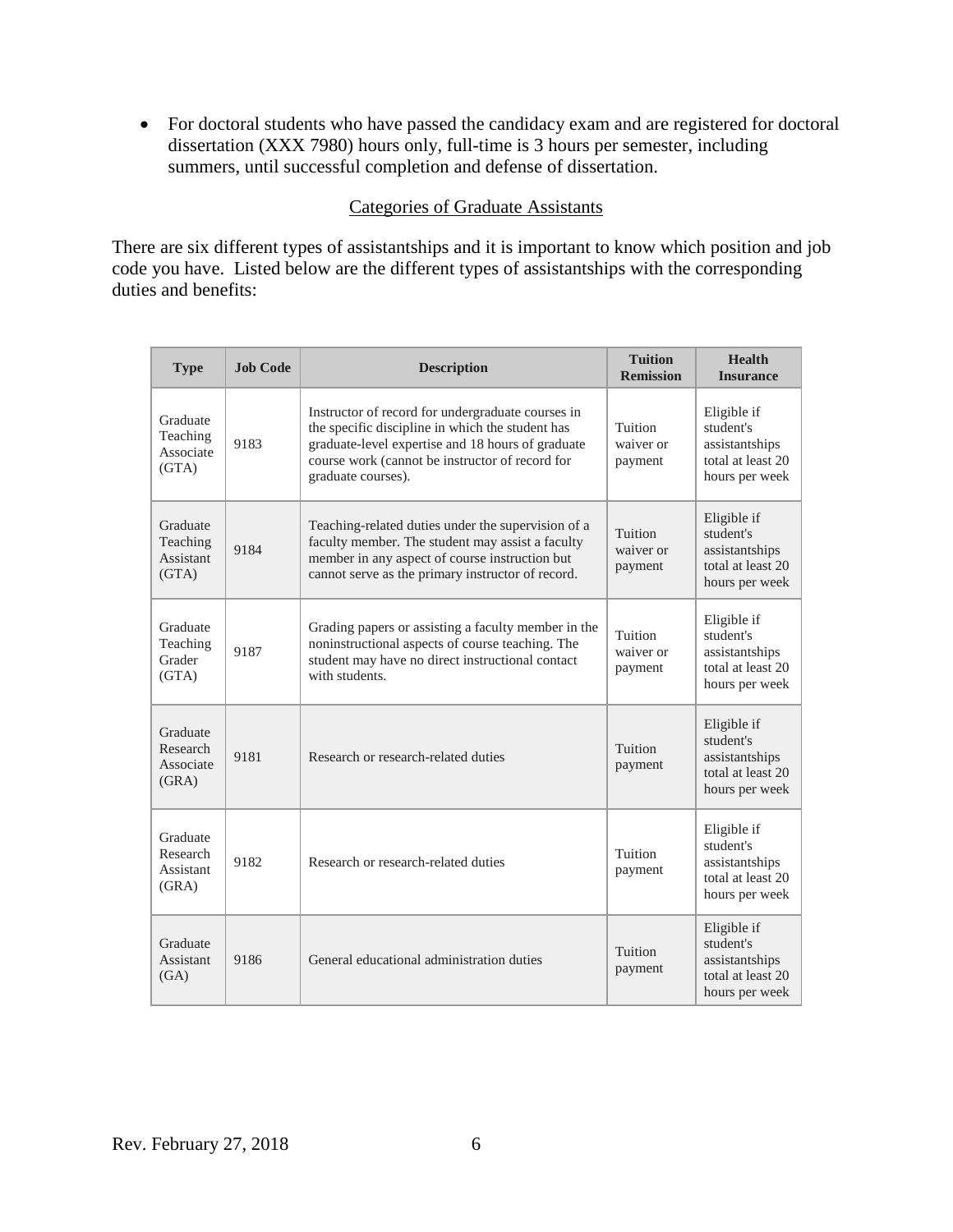- For doctoral students who have passed the candidacy exam and are registered for doctoral dissertation (XXX 7980) hours only, full-time is 3 hours per semester, including summers, until successful completion and defense of dissertation.

## Categories of Graduate Assistants

There are six different types of assistantships and it is important to know which position and job code you have. Listed below are the different types of assistantships with the corresponding duties and benefits:

| Type | Job Code | Description | Tuition Remission | Health Insurance |
|---|---|---|---|---|
| Graduate Teaching Associate (GTA) | 9183 | Instructor of record for undergraduate courses in the specific discipline in which the student has graduate-level expertise and 18 hours of graduate course work (cannot be instructor of record for graduate courses). | Tuition waiver or payment | Eligible if student's assistantships total at least 20 hours per week |
| Graduate Teaching Assistant (GTA) | 9184 | Teaching-related duties under the supervision of a faculty member. The student may assist a faculty member in any aspect of course instruction but cannot serve as the primary instructor of record. | Tuition waiver or payment | Eligible if student's assistantships total at least 20 hours per week |
| Graduate Teaching Grader (GTA) | 9187 | Grading papers or assisting a faculty member in the noninstructional aspects of course teaching. The student may have no direct instructional contact with students. | Tuition waiver or payment | Eligible if student's assistantships total at least 20 hours per week |
| Graduate Research Associate (GRA) | 9181 | Research or research-related duties | Tuition payment | Eligible if student's assistantships total at least 20 hours per week |
| Graduate Research Assistant (GRA) | 9182 | Research or research-related duties | Tuition payment | Eligible if student's assistantships total at least 20 hours per week |
| Graduate Assistant (GA) | 9186 | General educational administration duties | Tuition payment | Eligible if student's assistantships total at least 20 hours per week |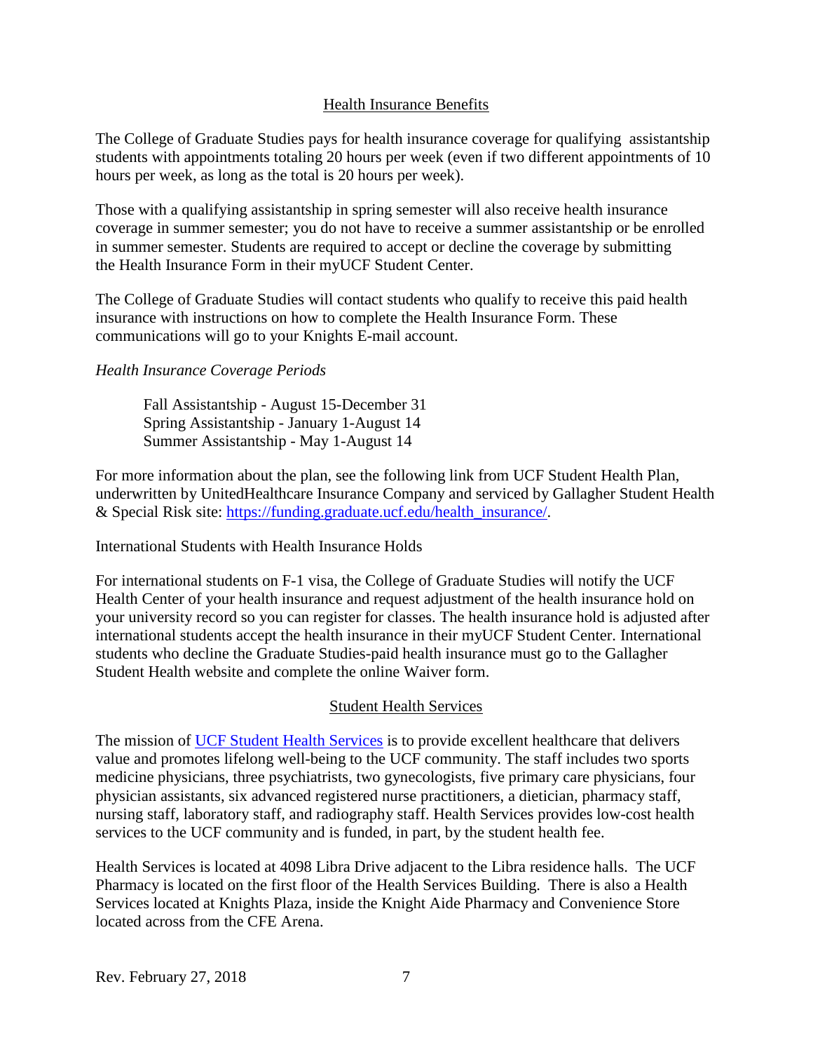## Health Insurance Benefits

The College of Graduate Studies pays for health insurance coverage for qualifying assistantship students with appointments totaling 20 hours per week (even if two different appointments of 10 hours per week, as long as the total is 20 hours per week).

Those with a qualifying assistantship in spring semester will also receive health insurance coverage in summer semester; you do not have to receive a summer assistantship or be enrolled in summer semester. Students are required to accept or decline the coverage by submitting the Health Insurance Form in their myUCF Student Center.

The College of Graduate Studies will contact students who qualify to receive this paid health insurance with instructions on how to complete the Health Insurance Form. These communications will go to your Knights E-mail account.

*Health Insurance Coverage Periods*

Fall Assistantship - August 15-December 31
Spring Assistantship - January 1-August 14
Summer Assistantship - May 1-August 14

For more information about the plan, see the following link from UCF Student Health Plan, underwritten by UnitedHealthcare Insurance Company and serviced by Gallagher Student Health & Special Risk site: [https://funding.graduate.ucf.edu/health_insurance/](https://funding.graduate.ucf.edu/health_insurance/).

International Students with Health Insurance Holds

For international students on F-1 visa, the College of Graduate Studies will notify the UCF Health Center of your health insurance and request adjustment of the health insurance hold on your university record so you can register for classes. The health insurance hold is adjusted after international students accept the health insurance in their myUCF Student Center. International students who decline the Graduate Studies-paid health insurance must go to the Gallagher Student Health website and complete the online Waiver form.

## Student Health Services

The mission of UCF Student Health Services is to provide excellent healthcare that delivers value and promotes lifelong well-being to the UCF community. The staff includes two sports medicine physicians, three psychiatrists, two gynecologists, five primary care physicians, four physician assistants, six advanced registered nurse practitioners, a dietician, pharmacy staff, nursing staff, laboratory staff, and radiography staff. Health Services provides low-cost health services to the UCF community and is funded, in part, by the student health fee.

Health Services is located at 4098 Libra Drive adjacent to the Libra residence halls. The UCF Pharmacy is located on the first floor of the Health Services Building. There is also a Health Services located at Knights Plaza, inside the Knight Aide Pharmacy and Convenience Store located across from the CFE Arena.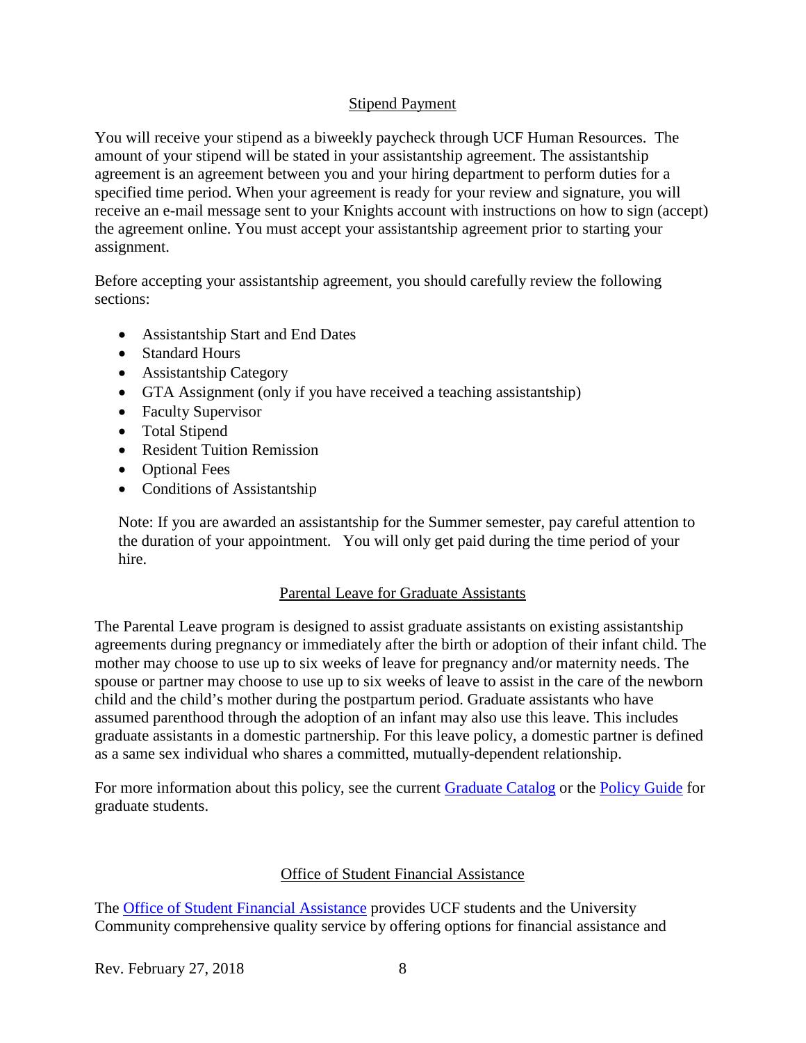## Stipend Payment

You will receive your stipend as a biweekly paycheck through UCF Human Resources. The amount of your stipend will be stated in your assistantship agreement. The assistantship agreement is an agreement between you and your hiring department to perform duties for a specified time period. When your agreement is ready for your review and signature, you will receive an e-mail message sent to your Knights account with instructions on how to sign (accept) the agreement online. You must accept your assistantship agreement prior to starting your assignment.

Before accepting your assistantship agreement, you should carefully review the following sections:

- Assistantship Start and End Dates
- Standard Hours
- Assistantship Category
- GTA Assignment (only if you have received a teaching assistantship)
- Faculty Supervisor
- Total Stipend
- Resident Tuition Remission
- Optional Fees
- Conditions of Assistantship

Note: If you are awarded an assistantship for the Summer semester, pay careful attention to the duration of your appointment. You will only get paid during the time period of your hire.

## Parental Leave for Graduate Assistants

The Parental Leave program is designed to assist graduate assistants on existing assistantship agreements during pregnancy or immediately after the birth or adoption of their infant child. The mother may choose to use up to six weeks of leave for pregnancy and/or maternity needs. The spouse or partner may choose to use up to six weeks of leave to assist in the care of the newborn child and the child's mother during the postpartum period. Graduate assistants who have assumed parenthood through the adoption of an infant may also use this leave. This includes graduate assistants in a domestic partnership. For this leave policy, a domestic partner is defined as a same sex individual who shares a committed, mutually-dependent relationship.

For more information about this policy, see the current Graduate Catalog or the Policy Guide for graduate students.

## Office of Student Financial Assistance

The Office of Student Financial Assistance provides UCF students and the University Community comprehensive quality service by offering options for financial assistance and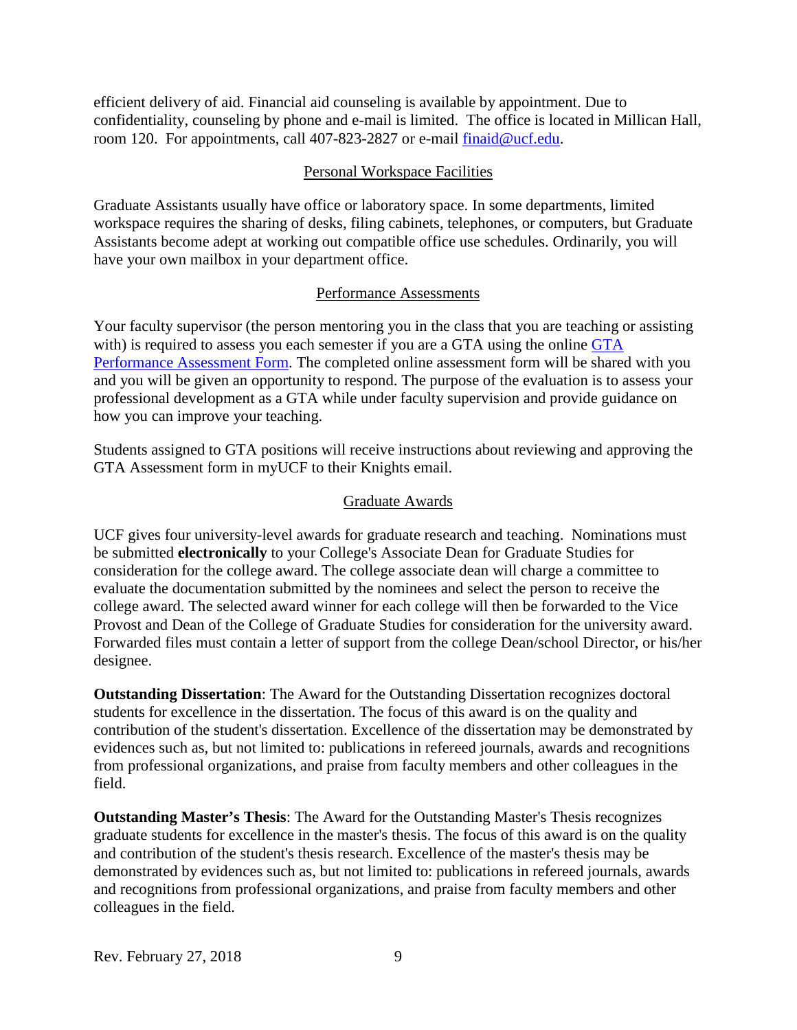efficient delivery of aid. Financial aid counseling is available by appointment. Due to confidentiality, counseling by phone and e-mail is limited. The office is located in Millican Hall, room 120. For appointments, call 407-823-2827 or e-mail [finaid@ucf.edu](mailto:finaid@ucf.edu).

## Personal Workspace Facilities

Graduate Assistants usually have office or laboratory space. In some departments, limited workspace requires the sharing of desks, filing cabinets, telephones, or computers, but Graduate Assistants become adept at working out compatible office use schedules. Ordinarily, you will have your own mailbox in your department office.

## Performance Assessments

Your faculty supervisor (the person mentoring you in the class that you are teaching or assisting with) is required to assess you each semester if you are a GTA using the online GTA Performance Assessment Form. The completed online assessment form will be shared with you and you will be given an opportunity to respond. The purpose of the evaluation is to assess your professional development as a GTA while under faculty supervision and provide guidance on how you can improve your teaching.

Students assigned to GTA positions will receive instructions about reviewing and approving the GTA Assessment form in myUCF to their Knights email.

## Graduate Awards

UCF gives four university-level awards for graduate research and teaching. Nominations must be submitted **electronically** to your College's Associate Dean for Graduate Studies for consideration for the college award. The college associate dean will charge a committee to evaluate the documentation submitted by the nominees and select the person to receive the college award. The selected award winner for each college will then be forwarded to the Vice Provost and Dean of the College of Graduate Studies for consideration for the university award. Forwarded files must contain a letter of support from the college Dean/school Director, or his/her designee.

**Outstanding Dissertation**: The Award for the Outstanding Dissertation recognizes doctoral students for excellence in the dissertation. The focus of this award is on the quality and contribution of the student's dissertation. Excellence of the dissertation may be demonstrated by evidences such as, but not limited to: publications in refereed journals, awards and recognitions from professional organizations, and praise from faculty members and other colleagues in the field.

**Outstanding Master's Thesis**: The Award for the Outstanding Master's Thesis recognizes graduate students for excellence in the master's thesis. The focus of this award is on the quality and contribution of the student's thesis research. Excellence of the master's thesis may be demonstrated by evidences such as, but not limited to: publications in refereed journals, awards and recognitions from professional organizations, and praise from faculty members and other colleagues in the field.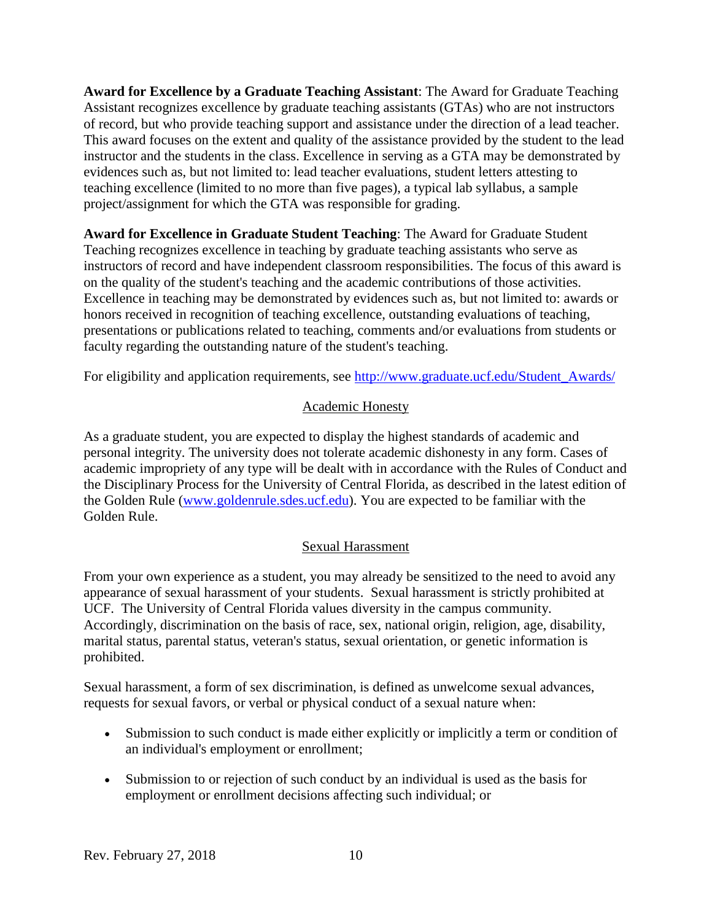**Award for Excellence by a Graduate Teaching Assistant**: The Award for Graduate Teaching Assistant recognizes excellence by graduate teaching assistants (GTAs) who are not instructors of record, but who provide teaching support and assistance under the direction of a lead teacher. This award focuses on the extent and quality of the assistance provided by the student to the lead instructor and the students in the class. Excellence in serving as a GTA may be demonstrated by evidences such as, but not limited to: lead teacher evaluations, student letters attesting to teaching excellence (limited to no more than five pages), a typical lab syllabus, a sample project/assignment for which the GTA was responsible for grading.

**Award for Excellence in Graduate Student Teaching**: The Award for Graduate Student Teaching recognizes excellence in teaching by graduate teaching assistants who serve as instructors of record and have independent classroom responsibilities. The focus of this award is on the quality of the student's teaching and the academic contributions of those activities. Excellence in teaching may be demonstrated by evidences such as, but not limited to: awards or honors received in recognition of teaching excellence, outstanding evaluations of teaching, presentations or publications related to teaching, comments and/or evaluations from students or faculty regarding the outstanding nature of the student's teaching.

For eligibility and application requirements, see http://www.graduate.ucf.edu/Student_Awards/

## Academic Honesty

As a graduate student, you are expected to display the highest standards of academic and personal integrity. The university does not tolerate academic dishonesty in any form. Cases of academic impropriety of any type will be dealt with in accordance with the Rules of Conduct and the Disciplinary Process for the University of Central Florida, as described in the latest edition of the Golden Rule (www.goldenrule.sdes.ucf.edu). You are expected to be familiar with the Golden Rule.

## Sexual Harassment

From your own experience as a student, you may already be sensitized to the need to avoid any appearance of sexual harassment of your students. Sexual harassment is strictly prohibited at UCF. The University of Central Florida values diversity in the campus community. Accordingly, discrimination on the basis of race, sex, national origin, religion, age, disability, marital status, parental status, veteran's status, sexual orientation, or genetic information is prohibited.

Sexual harassment, a form of sex discrimination, is defined as unwelcome sexual advances, requests for sexual favors, or verbal or physical conduct of a sexual nature when:

- Submission to such conduct is made either explicitly or implicitly a term or condition of an individual's employment or enrollment;
- Submission to or rejection of such conduct by an individual is used as the basis for employment or enrollment decisions affecting such individual; or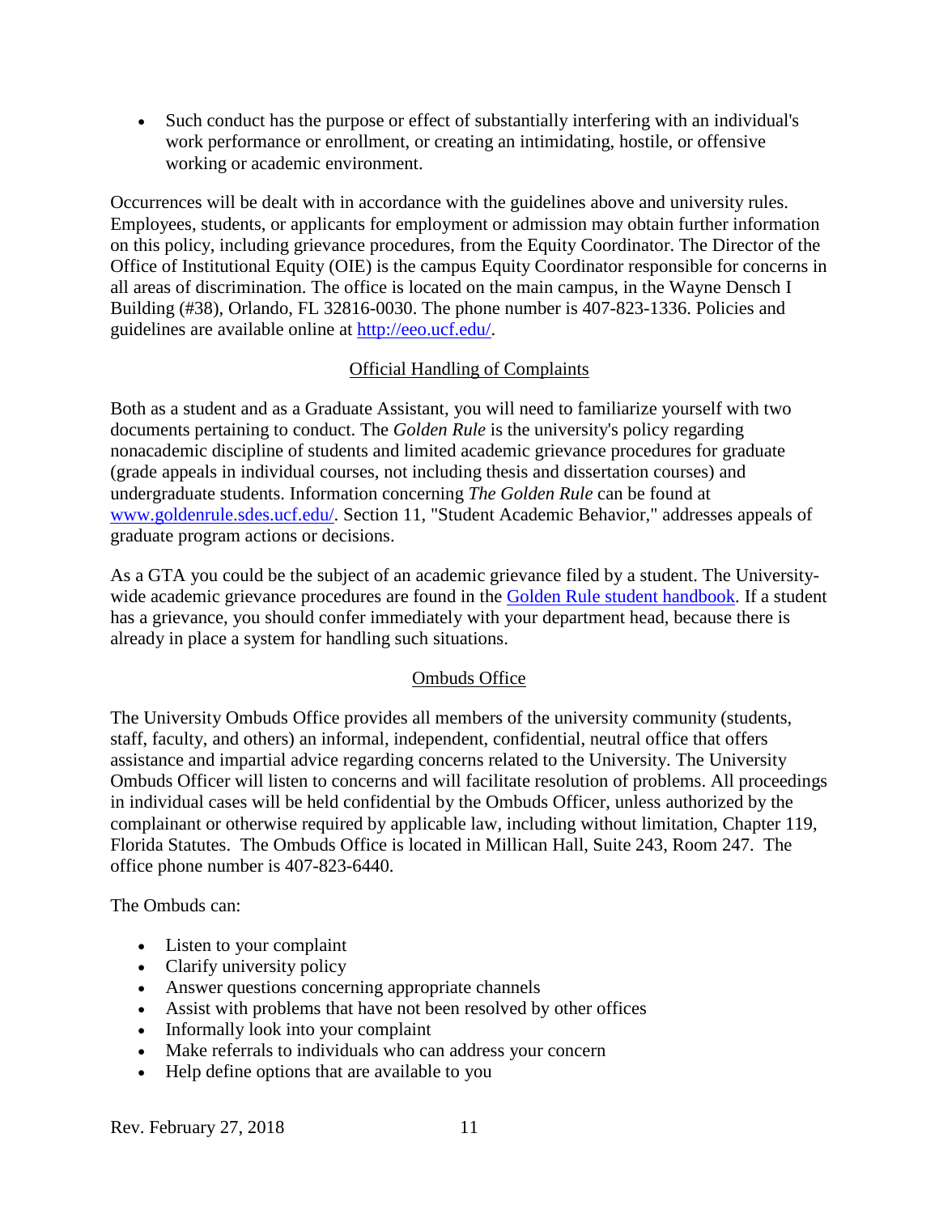- Such conduct has the purpose or effect of substantially interfering with an individual's work performance or enrollment, or creating an intimidating, hostile, or offensive working or academic environment.

Occurrences will be dealt with in accordance with the guidelines above and university rules. Employees, students, or applicants for employment or admission may obtain further information on this policy, including grievance procedures, from the Equity Coordinator. The Director of the Office of Institutional Equity (OIE) is the campus Equity Coordinator responsible for concerns in all areas of discrimination. The office is located on the main campus, in the Wayne Densch I Building (#38), Orlando, FL 32816-0030. The phone number is 407-823-1336. Policies and guidelines are available online at [http://eeo.ucf.edu/](http://eeo.ucf.edu/).

## Official Handling of Complaints

Both as a student and as a Graduate Assistant, you will need to familiarize yourself with two documents pertaining to conduct. The *Golden Rule* is the university's policy regarding nonacademic discipline of students and limited academic grievance procedures for graduate (grade appeals in individual courses, not including thesis and dissertation courses) and undergraduate students. Information concerning *The Golden Rule* can be found at [www.goldenrule.sdes.ucf.edu/](www.goldenrule.sdes.ucf.edu/). Section 11, "Student Academic Behavior," addresses appeals of graduate program actions or decisions.

As a GTA you could be the subject of an academic grievance filed by a student. The University-wide academic grievance procedures are found in the Golden Rule student handbook. If a student has a grievance, you should confer immediately with your department head, because there is already in place a system for handling such situations.

## Ombuds Office

The University Ombuds Office provides all members of the university community (students, staff, faculty, and others) an informal, independent, confidential, neutral office that offers assistance and impartial advice regarding concerns related to the University. The University Ombuds Officer will listen to concerns and will facilitate resolution of problems. All proceedings in individual cases will be held confidential by the Ombuds Officer, unless authorized by the complainant or otherwise required by applicable law, including without limitation, Chapter 119, Florida Statutes. The Ombuds Office is located in Millican Hall, Suite 243, Room 247. The office phone number is 407-823-6440.

The Ombuds can:

- Listen to your complaint
- Clarify university policy
- Answer questions concerning appropriate channels
- Assist with problems that have not been resolved by other offices
- Informally look into your complaint
- Make referrals to individuals who can address your concern
- Help define options that are available to you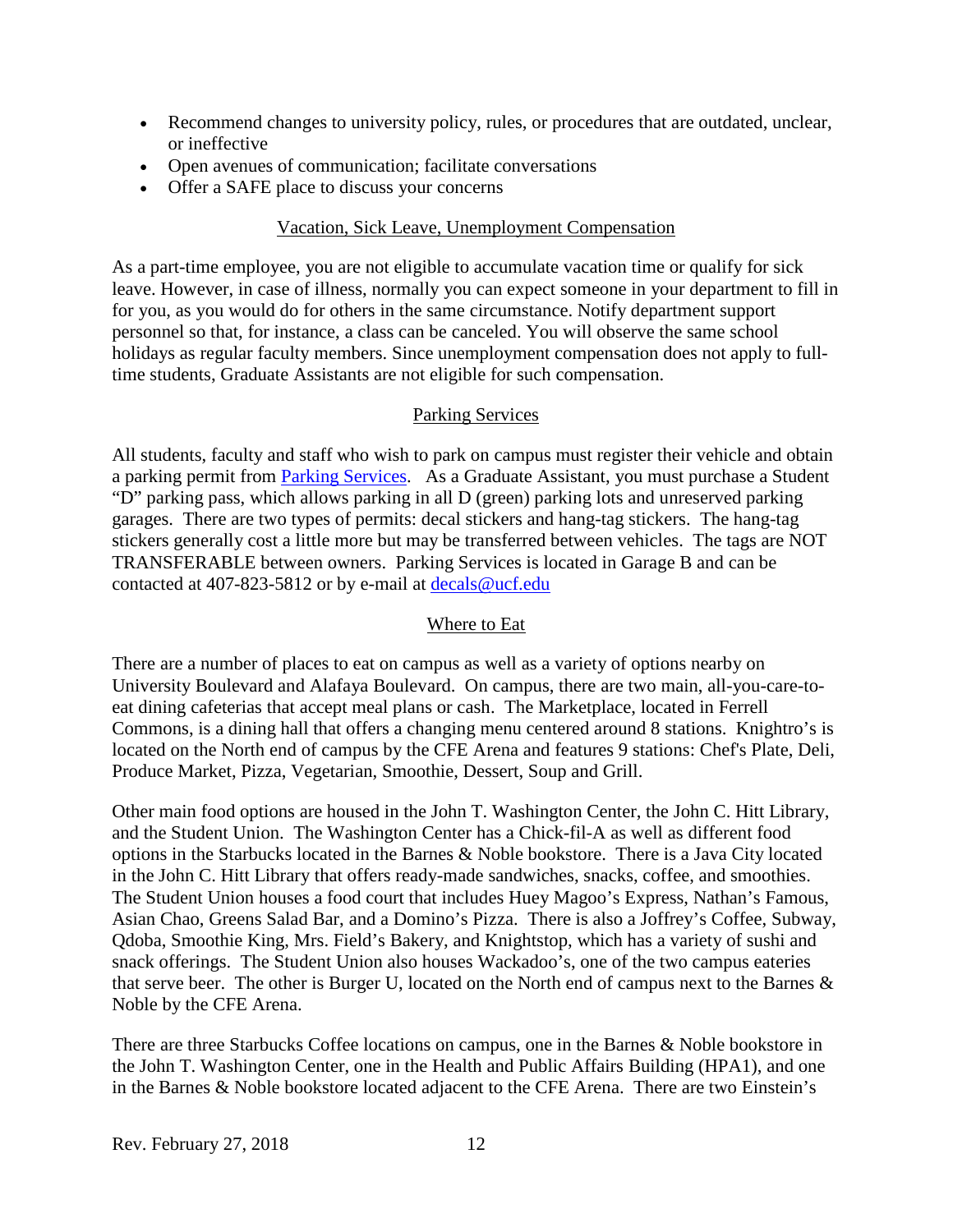- Recommend changes to university policy, rules, or procedures that are outdated, unclear, or ineffective
- Open avenues of communication; facilitate conversations
- Offer a SAFE place to discuss your concerns

## Vacation, Sick Leave, Unemployment Compensation

As a part-time employee, you are not eligible to accumulate vacation time or qualify for sick leave. However, in case of illness, normally you can expect someone in your department to fill in for you, as you would do for others in the same circumstance. Notify department support personnel so that, for instance, a class can be canceled. You will observe the same school holidays as regular faculty members. Since unemployment compensation does not apply to full-time students, Graduate Assistants are not eligible for such compensation.

## Parking Services

All students, faculty and staff who wish to park on campus must register their vehicle and obtain a parking permit from Parking Services. As a Graduate Assistant, you must purchase a Student "D" parking pass, which allows parking in all D (green) parking lots and unreserved parking garages. There are two types of permits: decal stickers and hang-tag stickers. The hang-tag stickers generally cost a little more but may be transferred between vehicles. The tags are NOT TRANSFERABLE between owners. Parking Services is located in Garage B and can be contacted at 407-823-5812 or by e-mail at decals@ucf.edu

## Where to Eat

There are a number of places to eat on campus as well as a variety of options nearby on University Boulevard and Alafaya Boulevard. On campus, there are two main, all-you-care-to-eat dining cafeterias that accept meal plans or cash. The Marketplace, located in Ferrell Commons, is a dining hall that offers a changing menu centered around 8 stations. Knightro's is located on the North end of campus by the CFE Arena and features 9 stations: Chef's Plate, Deli, Produce Market, Pizza, Vegetarian, Smoothie, Dessert, Soup and Grill.

Other main food options are housed in the John T. Washington Center, the John C. Hitt Library, and the Student Union. The Washington Center has a Chick-fil-A as well as different food options in the Starbucks located in the Barnes & Noble bookstore. There is a Java City located in the John C. Hitt Library that offers ready-made sandwiches, snacks, coffee, and smoothies. The Student Union houses a food court that includes Huey Magoo's Express, Nathan's Famous, Asian Chao, Greens Salad Bar, and a Domino's Pizza. There is also a Joffrey's Coffee, Subway, Qdoba, Smoothie King, Mrs. Field's Bakery, and Knightstop, which has a variety of sushi and snack offerings. The Student Union also houses Wackadoo's, one of the two campus eateries that serve beer. The other is Burger U, located on the North end of campus next to the Barnes & Noble by the CFE Arena.

There are three Starbucks Coffee locations on campus, one in the Barnes & Noble bookstore in the John T. Washington Center, one in the Health and Public Affairs Building (HPA1), and one in the Barnes & Noble bookstore located adjacent to the CFE Arena. There are two Einstein's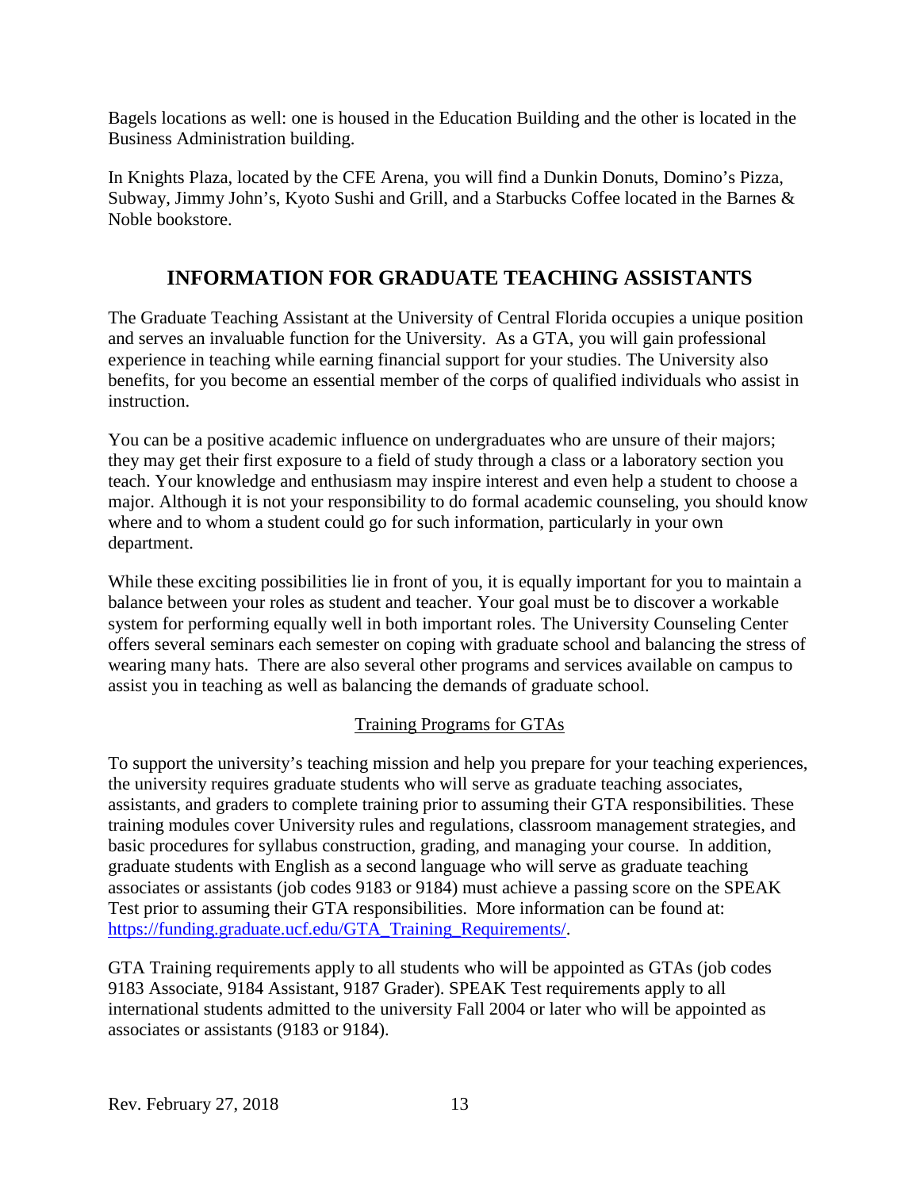Bagels locations as well: one is housed in the Education Building and the other is located in the Business Administration building.

In Knights Plaza, located by the CFE Arena, you will find a Dunkin Donuts, Domino's Pizza, Subway, Jimmy John's, Kyoto Sushi and Grill, and a Starbucks Coffee located in the Barnes & Noble bookstore.

## INFORMATION FOR GRADUATE TEACHING ASSISTANTS

The Graduate Teaching Assistant at the University of Central Florida occupies a unique position and serves an invaluable function for the University. As a GTA, you will gain professional experience in teaching while earning financial support for your studies. The University also benefits, for you become an essential member of the corps of qualified individuals who assist in instruction.

You can be a positive academic influence on undergraduates who are unsure of their majors; they may get their first exposure to a field of study through a class or a laboratory section you teach. Your knowledge and enthusiasm may inspire interest and even help a student to choose a major. Although it is not your responsibility to do formal academic counseling, you should know where and to whom a student could go for such information, particularly in your own department.

While these exciting possibilities lie in front of you, it is equally important for you to maintain a balance between your roles as student and teacher. Your goal must be to discover a workable system for performing equally well in both important roles. The University Counseling Center offers several seminars each semester on coping with graduate school and balancing the stress of wearing many hats. There are also several other programs and services available on campus to assist you in teaching as well as balancing the demands of graduate school.

### Training Programs for GTAs

To support the university's teaching mission and help you prepare for your teaching experiences, the university requires graduate students who will serve as graduate teaching associates, assistants, and graders to complete training prior to assuming their GTA responsibilities. These training modules cover University rules and regulations, classroom management strategies, and basic procedures for syllabus construction, grading, and managing your course. In addition, graduate students with English as a second language who will serve as graduate teaching associates or assistants (job codes 9183 or 9184) must achieve a passing score on the SPEAK Test prior to assuming their GTA responsibilities. More information can be found at: https://funding.graduate.ucf.edu/GTA_Training_Requirements/.

GTA Training requirements apply to all students who will be appointed as GTAs (job codes 9183 Associate, 9184 Assistant, 9187 Grader). SPEAK Test requirements apply to all international students admitted to the university Fall 2004 or later who will be appointed as associates or assistants (9183 or 9184).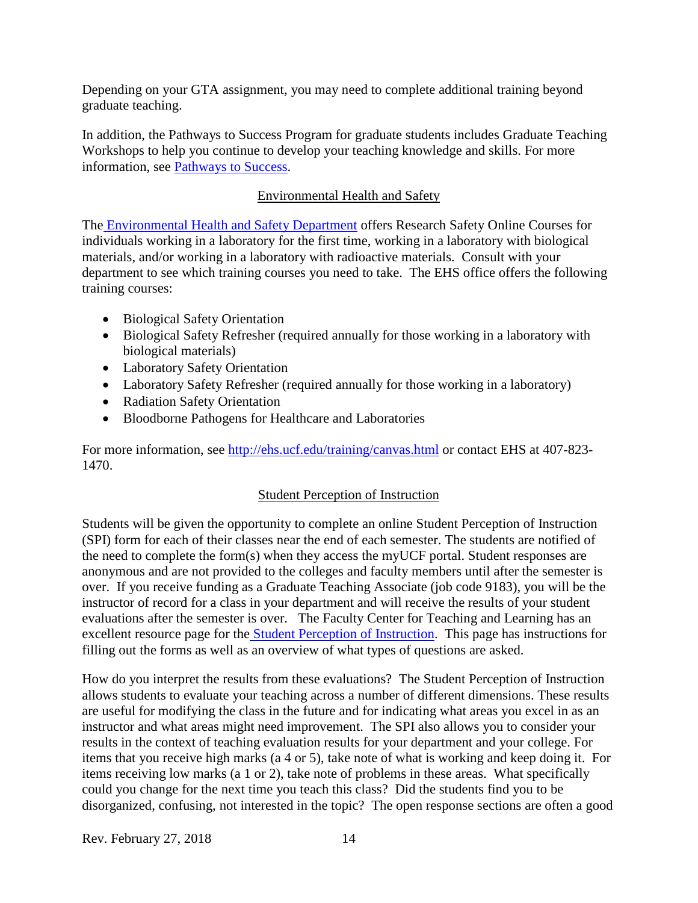Depending on your GTA assignment, you may need to complete additional training beyond graduate teaching.

In addition, the Pathways to Success Program for graduate students includes Graduate Teaching Workshops to help you continue to develop your teaching knowledge and skills. For more information, see [Pathways to Success](#).

## Environmental Health and Safety

The [Environmental Health and Safety Department](#) offers Research Safety Online Courses for individuals working in a laboratory for the first time, working in a laboratory with biological materials, and/or working in a laboratory with radioactive materials. Consult with your department to see which training courses you need to take. The EHS office offers the following training courses:

- Biological Safety Orientation
- Biological Safety Refresher (required annually for those working in a laboratory with biological materials)
- Laboratory Safety Orientation
- Laboratory Safety Refresher (required annually for those working in a laboratory)
- Radiation Safety Orientation
- Bloodborne Pathogens for Healthcare and Laboratories

For more information, see http://ehs.ucf.edu/training/canvas.html or contact EHS at 407-823-1470.

## Student Perception of Instruction

Students will be given the opportunity to complete an online Student Perception of Instruction (SPI) form for each of their classes near the end of each semester. The students are notified of the need to complete the form(s) when they access the myUCF portal. Student responses are anonymous and are not provided to the colleges and faculty members until after the semester is over. If you receive funding as a Graduate Teaching Associate (job code 9183), you will be the instructor of record for a class in your department and will receive the results of your student evaluations after the semester is over. The Faculty Center for Teaching and Learning has an excellent resource page for the [Student Perception of Instruction](#). This page has instructions for filling out the forms as well as an overview of what types of questions are asked.

How do you interpret the results from these evaluations? The Student Perception of Instruction allows students to evaluate your teaching across a number of different dimensions. These results are useful for modifying the class in the future and for indicating what areas you excel in as an instructor and what areas might need improvement. The SPI also allows you to consider your results in the context of teaching evaluation results for your department and your college. For items that you receive high marks (a 4 or 5), take note of what is working and keep doing it. For items receiving low marks (a 1 or 2), take note of problems in these areas. What specifically could you change for the next time you teach this class? Did the students find you to be disorganized, confusing, not interested in the topic? The open response sections are often a good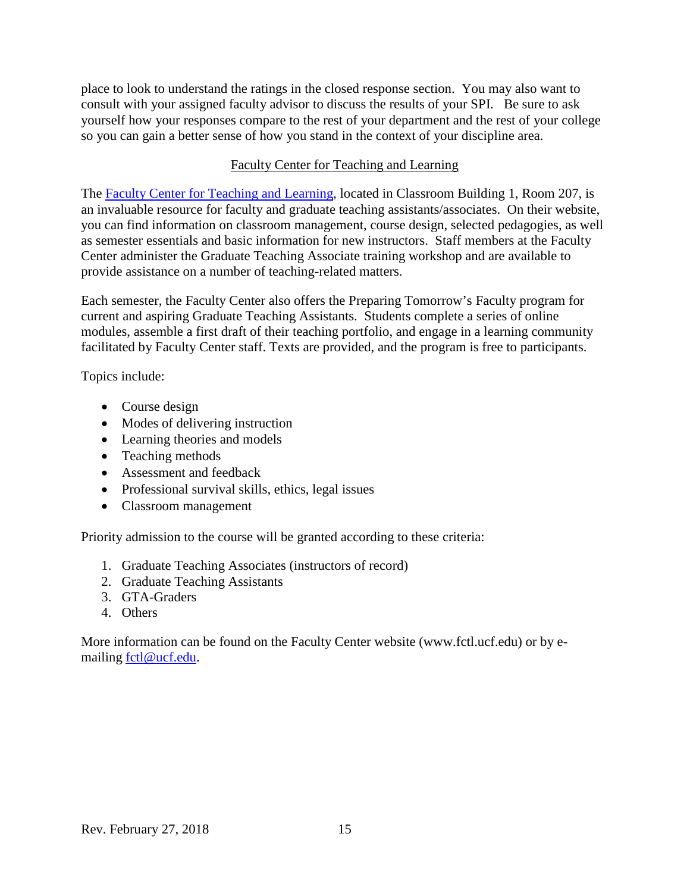place to look to understand the ratings in the closed response section. You may also want to consult with your assigned faculty advisor to discuss the results of your SPI. Be sure to ask yourself how your responses compare to the rest of your department and the rest of your college so you can gain a better sense of how you stand in the context of your discipline area.

## Faculty Center for Teaching and Learning

The Faculty Center for Teaching and Learning, located in Classroom Building 1, Room 207, is an invaluable resource for faculty and graduate teaching assistants/associates. On their website, you can find information on classroom management, course design, selected pedagogies, as well as semester essentials and basic information for new instructors. Staff members at the Faculty Center administer the Graduate Teaching Associate training workshop and are available to provide assistance on a number of teaching-related matters.

Each semester, the Faculty Center also offers the Preparing Tomorrow's Faculty program for current and aspiring Graduate Teaching Assistants. Students complete a series of online modules, assemble a first draft of their teaching portfolio, and engage in a learning community facilitated by Faculty Center staff. Texts are provided, and the program is free to participants.

Topics include:

- Course design
- Modes of delivering instruction
- Learning theories and models
- Teaching methods
- Assessment and feedback
- Professional survival skills, ethics, legal issues
- Classroom management

Priority admission to the course will be granted according to these criteria:

1. Graduate Teaching Associates (instructors of record)
2. Graduate Teaching Assistants
3. GTA-Graders
4. Others

More information can be found on the Faculty Center website (www.fctl.ucf.edu) or by e-mailing fctl@ucf.edu.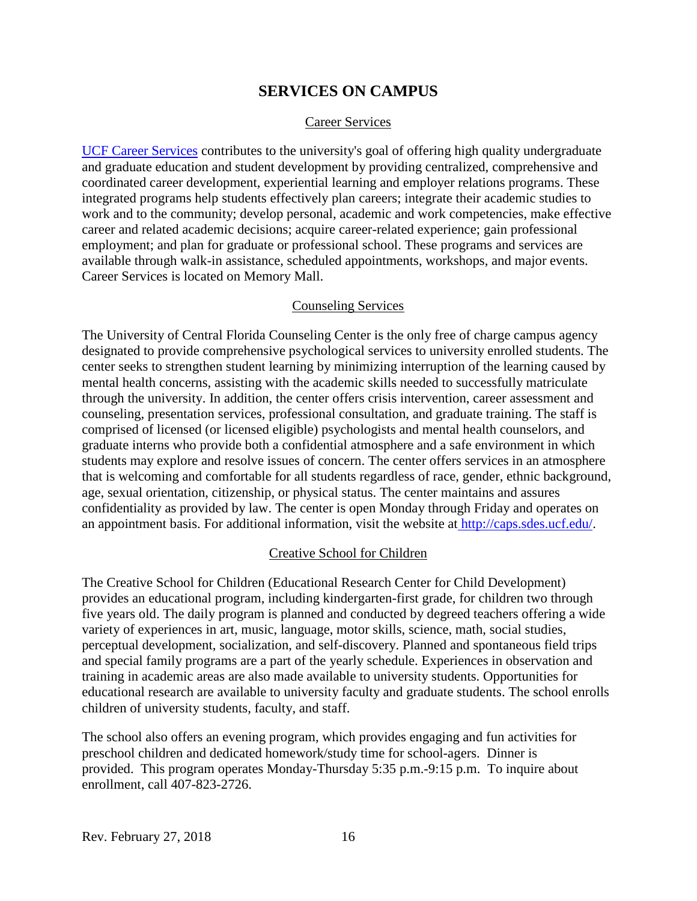# SERVICES ON CAMPUS

## Career Services

[UCF Career Services](#) contributes to the university's goal of offering high quality undergraduate and graduate education and student development by providing centralized, comprehensive and coordinated career development, experiential learning and employer relations programs. These integrated programs help students effectively plan careers; integrate their academic studies to work and to the community; develop personal, academic and work competencies, make effective career and related academic decisions; acquire career-related experience; gain professional employment; and plan for graduate or professional school. These programs and services are available through walk-in assistance, scheduled appointments, workshops, and major events. Career Services is located on Memory Mall.

## Counseling Services

The University of Central Florida Counseling Center is the only free of charge campus agency designated to provide comprehensive psychological services to university enrolled students. The center seeks to strengthen student learning by minimizing interruption of the learning caused by mental health concerns, assisting with the academic skills needed to successfully matriculate through the university. In addition, the center offers crisis intervention, career assessment and counseling, presentation services, professional consultation, and graduate training. The staff is comprised of licensed (or licensed eligible) psychologists and mental health counselors, and graduate interns who provide both a confidential atmosphere and a safe environment in which students may explore and resolve issues of concern. The center offers services in an atmosphere that is welcoming and comfortable for all students regardless of race, gender, ethnic background, age, sexual orientation, citizenship, or physical status. The center maintains and assures confidentiality as provided by law. The center is open Monday through Friday and operates on an appointment basis. For additional information, visit the website at [http://caps.sdes.ucf.edu/](http://caps.sdes.ucf.edu/).

## Creative School for Children

The Creative School for Children (Educational Research Center for Child Development) provides an educational program, including kindergarten-first grade, for children two through five years old. The daily program is planned and conducted by degreed teachers offering a wide variety of experiences in art, music, language, motor skills, science, math, social studies, perceptual development, socialization, and self-discovery. Planned and spontaneous field trips and special family programs are a part of the yearly schedule. Experiences in observation and training in academic areas are also made available to university students. Opportunities for educational research are available to university faculty and graduate students. The school enrolls children of university students, faculty, and staff.

The school also offers an evening program, which provides engaging and fun activities for preschool children and dedicated homework/study time for school-agers. Dinner is provided. This program operates Monday-Thursday 5:35 p.m.-9:15 p.m. To inquire about enrollment, call 407-823-2726.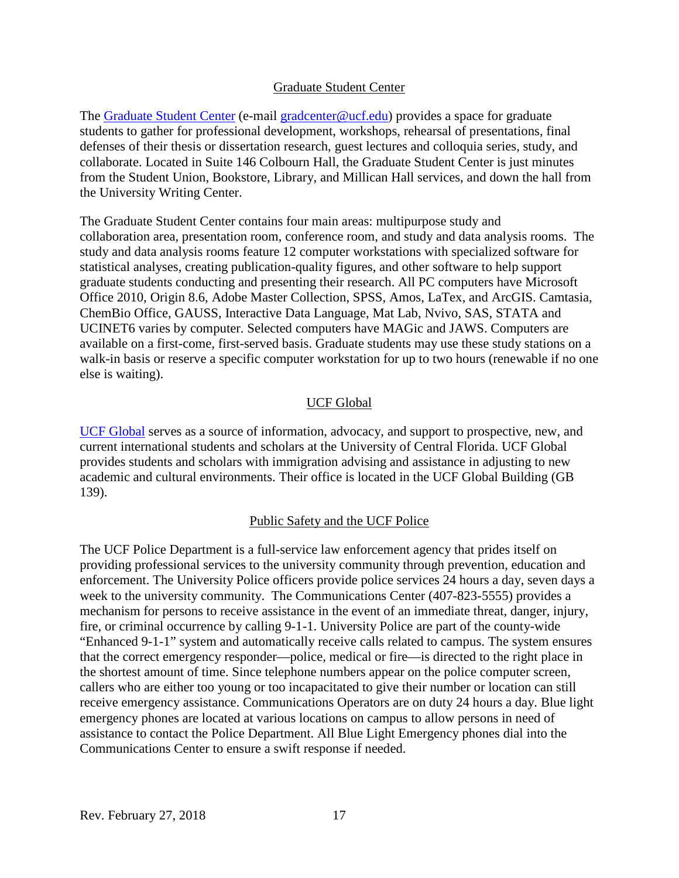## Graduate Student Center

The [Graduate Student Center](#) (e-mail [gradcenter@ucf.edu](mailto:gradcenter@ucf.edu)) provides a space for graduate students to gather for professional development, workshops, rehearsal of presentations, final defenses of their thesis or dissertation research, guest lectures and colloquia series, study, and collaborate. Located in Suite 146 Colbourn Hall, the Graduate Student Center is just minutes from the Student Union, Bookstore, Library, and Millican Hall services, and down the hall from the University Writing Center.

The Graduate Student Center contains four main areas: multipurpose study and collaboration area, presentation room, conference room, and study and data analysis rooms. The study and data analysis rooms feature 12 computer workstations with specialized software for statistical analyses, creating publication-quality figures, and other software to help support graduate students conducting and presenting their research. All PC computers have Microsoft Office 2010, Origin 8.6, Adobe Master Collection, SPSS, Amos, LaTex, and ArcGIS. Camtasia, ChemBio Office, GAUSS, Interactive Data Language, Mat Lab, Nvivo, SAS, STATA and UCINET6 varies by computer. Selected computers have MAGic and JAWS. Computers are available on a first-come, first-served basis. Graduate students may use these study stations on a walk-in basis or reserve a specific computer workstation for up to two hours (renewable if no one else is waiting).

## UCF Global

[UCF Global](#) serves as a source of information, advocacy, and support to prospective, new, and current international students and scholars at the University of Central Florida. UCF Global provides students and scholars with immigration advising and assistance in adjusting to new academic and cultural environments. Their office is located in the UCF Global Building (GB 139).

## Public Safety and the UCF Police

The UCF Police Department is a full-service law enforcement agency that prides itself on providing professional services to the university community through prevention, education and enforcement. The University Police officers provide police services 24 hours a day, seven days a week to the university community. The Communications Center (407-823-5555) provides a mechanism for persons to receive assistance in the event of an immediate threat, danger, injury, fire, or criminal occurrence by calling 9-1-1. University Police are part of the county-wide "Enhanced 9-1-1" system and automatically receive calls related to campus. The system ensures that the correct emergency responder—police, medical or fire—is directed to the right place in the shortest amount of time. Since telephone numbers appear on the police computer screen, callers who are either too young or too incapacitated to give their number or location can still receive emergency assistance. Communications Operators are on duty 24 hours a day. Blue light emergency phones are located at various locations on campus to allow persons in need of assistance to contact the Police Department. All Blue Light Emergency phones dial into the Communications Center to ensure a swift response if needed.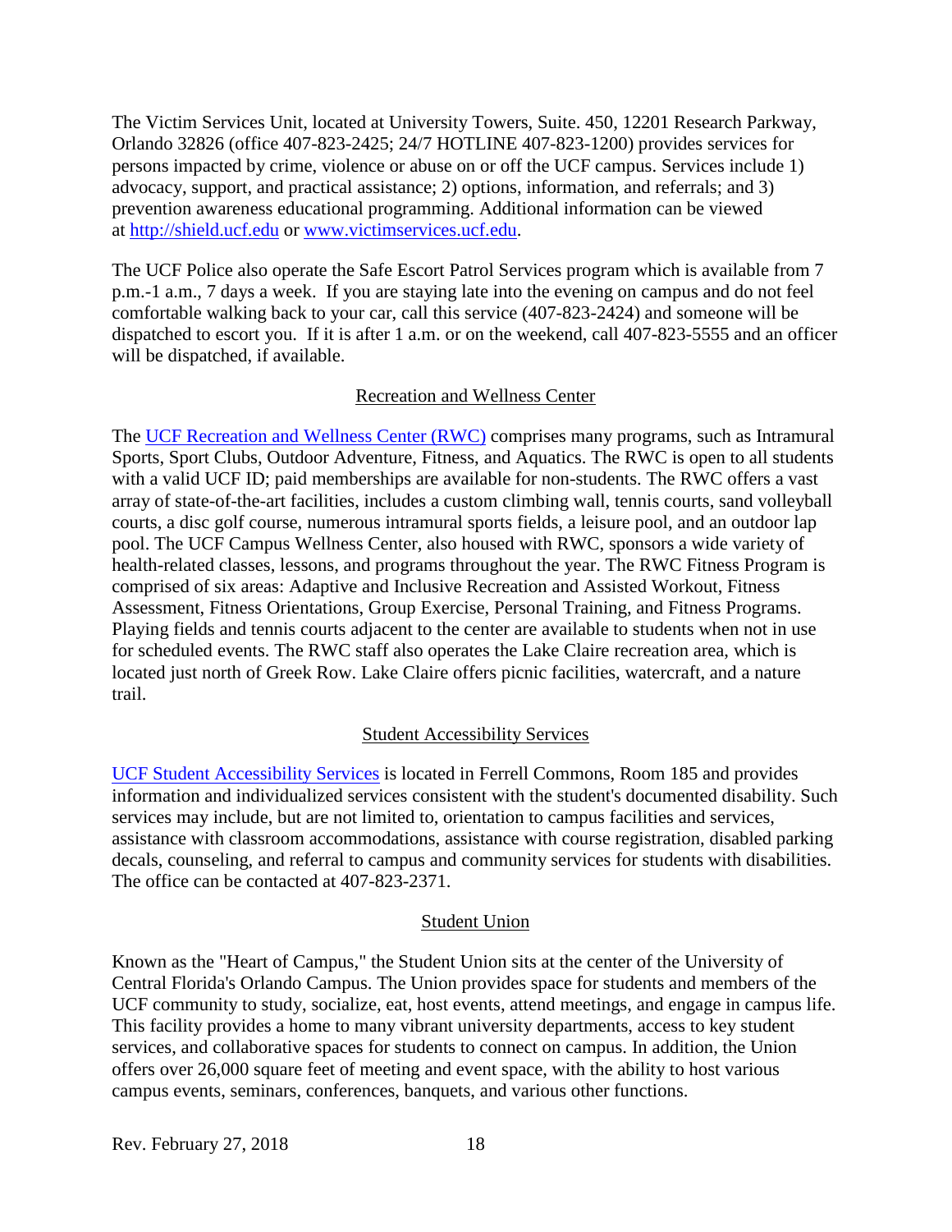The Victim Services Unit, located at University Towers, Suite. 450, 12201 Research Parkway, Orlando 32826 (office 407-823-2425; 24/7 HOTLINE 407-823-1200) provides services for persons impacted by crime, violence or abuse on or off the UCF campus. Services include 1) advocacy, support, and practical assistance; 2) options, information, and referrals; and 3) prevention awareness educational programming. Additional information can be viewed at [http://shield.ucf.edu](http://shield.ucf.edu) or [www.victimservices.ucf.edu](http://www.victimservices.ucf.edu).

The UCF Police also operate the Safe Escort Patrol Services program which is available from 7 p.m.-1 a.m., 7 days a week. If you are staying late into the evening on campus and do not feel comfortable walking back to your car, call this service (407-823-2424) and someone will be dispatched to escort you. If it is after 1 a.m. or on the weekend, call 407-823-5555 and an officer will be dispatched, if available.

## Recreation and Wellness Center

The [UCF Recreation and Wellness Center (RWC)]() comprises many programs, such as Intramural Sports, Sport Clubs, Outdoor Adventure, Fitness, and Aquatics. The RWC is open to all students with a valid UCF ID; paid memberships are available for non-students. The RWC offers a vast array of state-of-the-art facilities, includes a custom climbing wall, tennis courts, sand volleyball courts, a disc golf course, numerous intramural sports fields, a leisure pool, and an outdoor lap pool. The UCF Campus Wellness Center, also housed with RWC, sponsors a wide variety of health-related classes, lessons, and programs throughout the year. The RWC Fitness Program is comprised of six areas: Adaptive and Inclusive Recreation and Assisted Workout, Fitness Assessment, Fitness Orientations, Group Exercise, Personal Training, and Fitness Programs. Playing fields and tennis courts adjacent to the center are available to students when not in use for scheduled events. The RWC staff also operates the Lake Claire recreation area, which is located just north of Greek Row. Lake Claire offers picnic facilities, watercraft, and a nature trail.

## Student Accessibility Services

[UCF Student Accessibility Services]() is located in Ferrell Commons, Room 185 and provides information and individualized services consistent with the student's documented disability. Such services may include, but are not limited to, orientation to campus facilities and services, assistance with classroom accommodations, assistance with course registration, disabled parking decals, counseling, and referral to campus and community services for students with disabilities. The office can be contacted at 407-823-2371.

## Student Union

Known as the "Heart of Campus," the Student Union sits at the center of the University of Central Florida's Orlando Campus. The Union provides space for students and members of the UCF community to study, socialize, eat, host events, attend meetings, and engage in campus life. This facility provides a home to many vibrant university departments, access to key student services, and collaborative spaces for students to connect on campus. In addition, the Union offers over 26,000 square feet of meeting and event space, with the ability to host various campus events, seminars, conferences, banquets, and various other functions.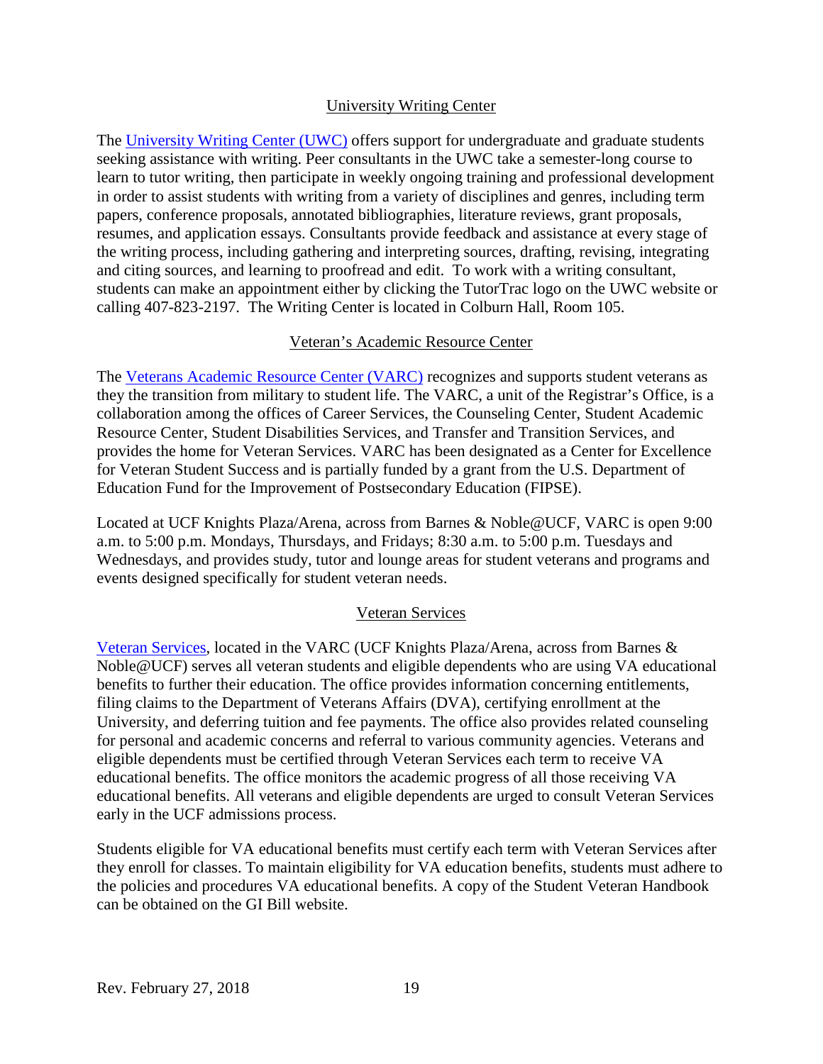## University Writing Center

The [University Writing Center (UWC)]() offers support for undergraduate and graduate students seeking assistance with writing. Peer consultants in the UWC take a semester-long course to learn to tutor writing, then participate in weekly ongoing training and professional development in order to assist students with writing from a variety of disciplines and genres, including term papers, conference proposals, annotated bibliographies, literature reviews, grant proposals, resumes, and application essays. Consultants provide feedback and assistance at every stage of the writing process, including gathering and interpreting sources, drafting, revising, integrating and citing sources, and learning to proofread and edit. To work with a writing consultant, students can make an appointment either by clicking the TutorTrac logo on the UWC website or calling 407-823-2197. The Writing Center is located in Colburn Hall, Room 105.

## Veteran's Academic Resource Center

The [Veterans Academic Resource Center (VARC)]() recognizes and supports student veterans as they the transition from military to student life. The VARC, a unit of the Registrar's Office, is a collaboration among the offices of Career Services, the Counseling Center, Student Academic Resource Center, Student Disabilities Services, and Transfer and Transition Services, and provides the home for Veteran Services. VARC has been designated as a Center for Excellence for Veteran Student Success and is partially funded by a grant from the U.S. Department of Education Fund for the Improvement of Postsecondary Education (FIPSE).

Located at UCF Knights Plaza/Arena, across from Barnes & Noble@UCF, VARC is open 9:00 a.m. to 5:00 p.m. Mondays, Thursdays, and Fridays; 8:30 a.m. to 5:00 p.m. Tuesdays and Wednesdays, and provides study, tutor and lounge areas for student veterans and programs and events designed specifically for student veteran needs.

## Veteran Services

[Veteran Services](), located in the VARC (UCF Knights Plaza/Arena, across from Barnes & Noble@UCF) serves all veteran students and eligible dependents who are using VA educational benefits to further their education. The office provides information concerning entitlements, filing claims to the Department of Veterans Affairs (DVA), certifying enrollment at the University, and deferring tuition and fee payments. The office also provides related counseling for personal and academic concerns and referral to various community agencies. Veterans and eligible dependents must be certified through Veteran Services each term to receive VA educational benefits. The office monitors the academic progress of all those receiving VA educational benefits. All veterans and eligible dependents are urged to consult Veteran Services early in the UCF admissions process.

Students eligible for VA educational benefits must certify each term with Veteran Services after they enroll for classes. To maintain eligibility for VA education benefits, students must adhere to the policies and procedures VA educational benefits. A copy of the Student Veteran Handbook can be obtained on the GI Bill website.

Rev. February 27, 2018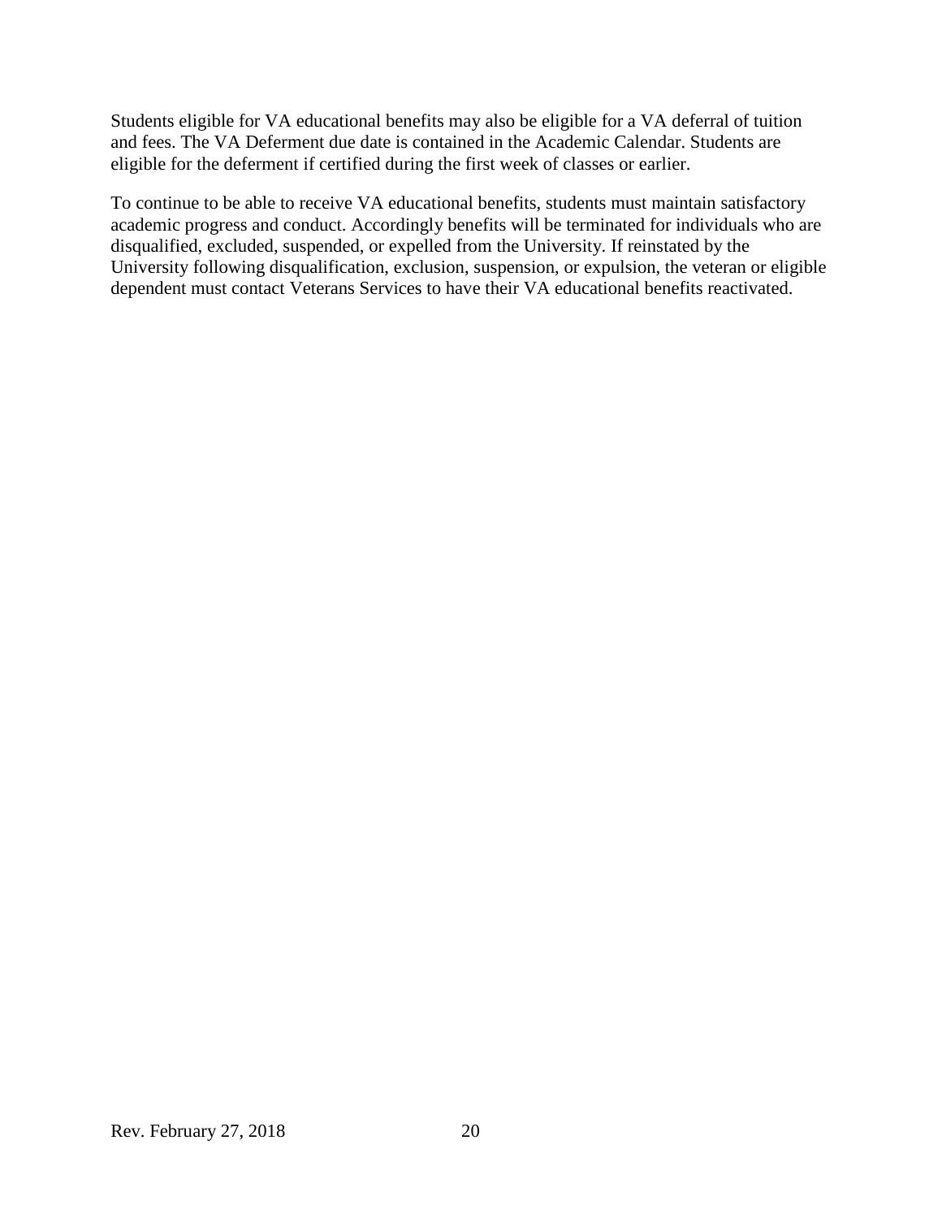Students eligible for VA educational benefits may also be eligible for a VA deferral of tuition and fees. The VA Deferment due date is contained in the Academic Calendar. Students are eligible for the deferment if certified during the first week of classes or earlier.

To continue to be able to receive VA educational benefits, students must maintain satisfactory academic progress and conduct. Accordingly benefits will be terminated for individuals who are disqualified, excluded, suspended, or expelled from the University. If reinstated by the University following disqualification, exclusion, suspension, or expulsion, the veteran or eligible dependent must contact Veterans Services to have their VA educational benefits reactivated.